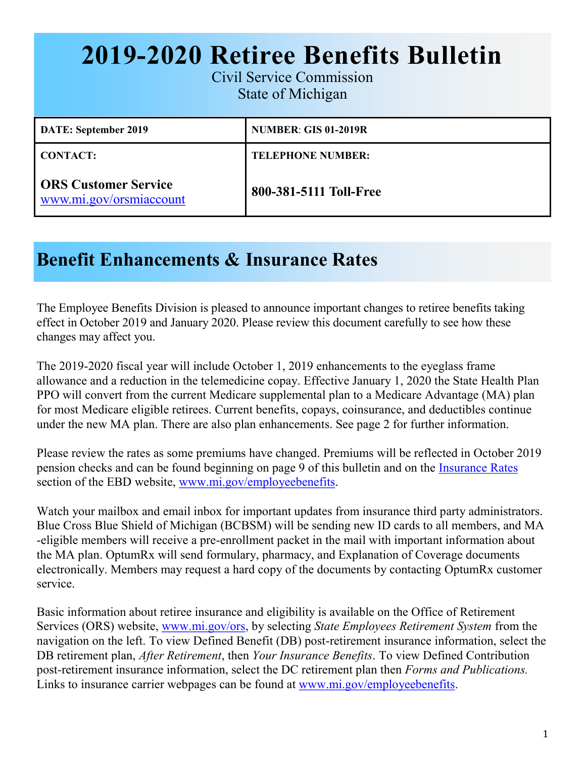# 2019-2020 Retiree Benefits Bulletin

Civil Service Commission
State of Michigan

| DATE: September 2019 | NUMBER: GIS 01-2019R |
|---|---|
| **CONTACT:**<br><br>**ORS Customer Service**<br>www.mi.gov/orsmiaccount | **TELEPHONE NUMBER:**<br><br>**800-381-5111 Toll-Free** |

## Benefit Enhancements & Insurance Rates

The Employee Benefits Division is pleased to announce important changes to retiree benefits taking effect in October 2019 and January 2020. Please review this document carefully to see how these changes may affect you.

The 2019-2020 fiscal year will include October 1, 2019 enhancements to the eyeglass frame allowance and a reduction in the telemedicine copay. Effective January 1, 2020 the State Health Plan PPO will convert from the current Medicare supplemental plan to a Medicare Advantage (MA) plan for most Medicare eligible retirees. Current benefits, copays, coinsurance, and deductibles continue under the new MA plan. There are also plan enhancements. See page 2 for further information.

Please review the rates as some premiums have changed. Premiums will be reflected in October 2019 pension checks and can be found beginning on page 9 of this bulletin and on the Insurance Rates section of the EBD website, www.mi.gov/employeebenefits.

Watch your mailbox and email inbox for important updates from insurance third party administrators. Blue Cross Blue Shield of Michigan (BCBSM) will be sending new ID cards to all members, and MA-eligible members will receive a pre-enrollment packet in the mail with important information about the MA plan. OptumRx will send formulary, pharmacy, and Explanation of Coverage documents electronically. Members may request a hard copy of the documents by contacting OptumRx customer service.

Basic information about retiree insurance and eligibility is available on the Office of Retirement Services (ORS) website, www.mi.gov/ors, by selecting *State Employees Retirement System* from the navigation on the left. To view Defined Benefit (DB) post-retirement insurance information, select the DB retirement plan, *After Retirement*, then *Your Insurance Benefits*. To view Defined Contribution post-retirement insurance information, select the DC retirement plan then *Forms and Publications.* Links to insurance carrier webpages can be found at www.mi.gov/employeebenefits.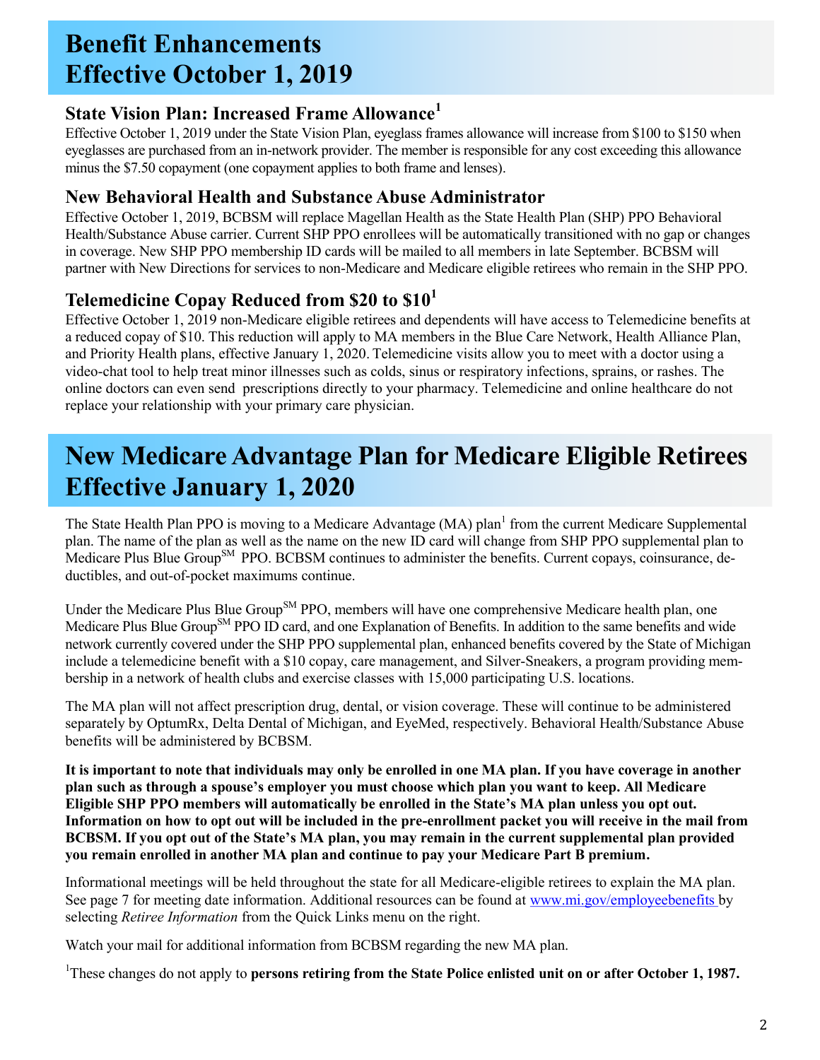# Benefit Enhancements Effective October 1, 2019

### State Vision Plan: Increased Frame Allowance[1]

Effective October 1, 2019 under the State Vision Plan, eyeglass frames allowance will increase from $100 to $150 when eyeglasses are purchased from an in-network provider. The member is responsible for any cost exceeding this allowance minus the $7.50 copayment (one copayment applies to both frame and lenses).

### New Behavioral Health and Substance Abuse Administrator

Effective October 1, 2019, BCBSM will replace Magellan Health as the State Health Plan (SHP) PPO Behavioral Health/Substance Abuse carrier. Current SHP PPO enrollees will be automatically transitioned with no gap or changes in coverage. New SHP PPO membership ID cards will be mailed to all members in late September. BCBSM will partner with New Directions for services to non-Medicare and Medicare eligible retirees who remain in the SHP PPO.

### Telemedicine Copay Reduced from $20 to $10[1]

Effective October 1, 2019 non-Medicare eligible retirees and dependents will have access to Telemedicine benefits at a reduced copay of $10. This reduction will apply to MA members in the Blue Care Network, Health Alliance Plan, and Priority Health plans, effective January 1, 2020. Telemedicine visits allow you to meet with a doctor using a video-chat tool to help treat minor illnesses such as colds, sinus or respiratory infections, sprains, or rashes. The online doctors can even send prescriptions directly to your pharmacy. Telemedicine and online healthcare do not replace your relationship with your primary care physician.

# New Medicare Advantage Plan for Medicare Eligible Retirees Effective January 1, 2020

The State Health Plan PPO is moving to a Medicare Advantage (MA) plan[1] from the current Medicare Supplemental plan. The name of the plan as well as the name on the new ID card will change from SHP PPO supplemental plan to Medicare Plus Blue Group℠ PPO. BCBSM continues to administer the benefits. Current copays, coinsurance, deductibles, and out-of-pocket maximums continue.

Under the Medicare Plus Blue Group℠ PPO, members will have one comprehensive Medicare health plan, one Medicare Plus Blue Group℠ PPO ID card, and one Explanation of Benefits. In addition to the same benefits and wide network currently covered under the SHP PPO supplemental plan, enhanced benefits covered by the State of Michigan include a telemedicine benefit with a $10 copay, care management, and Silver-Sneakers, a program providing membership in a network of health clubs and exercise classes with 15,000 participating U.S. locations.

The MA plan will not affect prescription drug, dental, or vision coverage. These will continue to be administered separately by OptumRx, Delta Dental of Michigan, and EyeMed, respectively. Behavioral Health/Substance Abuse benefits will be administered by BCBSM.

**It is important to note that individuals may only be enrolled in one MA plan. If you have coverage in another plan such as through a spouse's employer you must choose which plan you want to keep. All Medicare Eligible SHP PPO members will automatically be enrolled in the State's MA plan unless you opt out. Information on how to opt out will be included in the pre-enrollment packet you will receive in the mail from BCBSM. If you opt out of the State's MA plan, you may remain in the current supplemental plan provided you remain enrolled in another MA plan and continue to pay your Medicare Part B premium.**

Informational meetings will be held throughout the state for all Medicare-eligible retirees to explain the MA plan. See page 7 for meeting date information. Additional resources can be found at www.mi.gov/employeebenefits by selecting *Retiree Information* from the Quick Links menu on the right.

Watch your mail for additional information from BCBSM regarding the new MA plan.

[1]These changes do not apply to **persons retiring from the State Police enlisted unit on or after October 1, 1987.**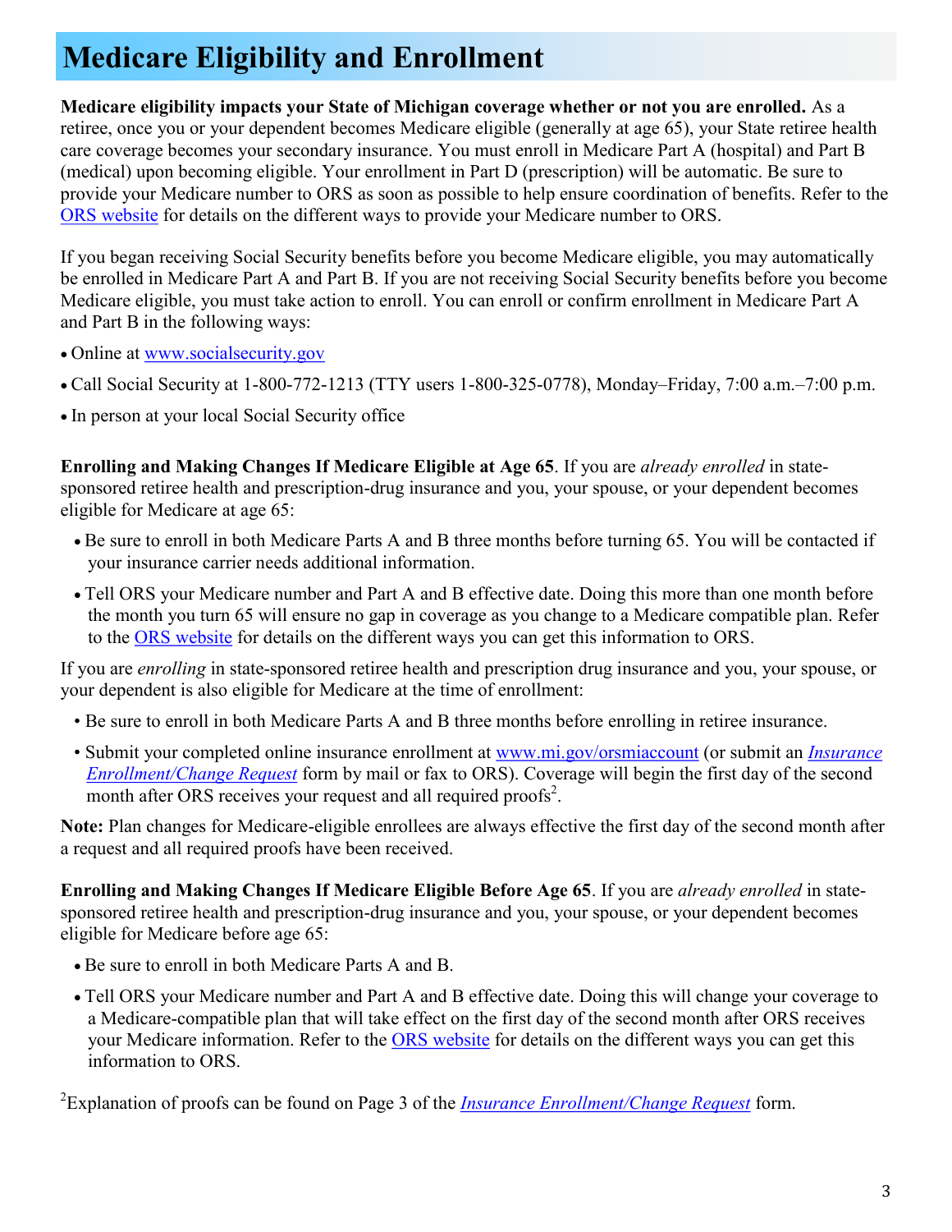# Medicare Eligibility and Enrollment

**Medicare eligibility impacts your State of Michigan coverage whether or not you are enrolled.** As a retiree, once you or your dependent becomes Medicare eligible (generally at age 65), your State retiree health care coverage becomes your secondary insurance. You must enroll in Medicare Part A (hospital) and Part B (medical) upon becoming eligible. Your enrollment in Part D (prescription) will be automatic. Be sure to provide your Medicare number to ORS as soon as possible to help ensure coordination of benefits. Refer to the [ORS website](#) for details on the different ways to provide your Medicare number to ORS.

If you began receiving Social Security benefits before you become Medicare eligible, you may automatically be enrolled in Medicare Part A and Part B. If you are not receiving Social Security benefits before you become Medicare eligible, you must take action to enroll. You can enroll or confirm enrollment in Medicare Part A and Part B in the following ways:

- Online at [www.socialsecurity.gov](http://www.socialsecurity.gov)
- Call Social Security at 1-800-772-1213 (TTY users 1-800-325-0778), Monday–Friday, 7:00 a.m.–7:00 p.m.
- In person at your local Social Security office

**Enrolling and Making Changes If Medicare Eligible at Age 65**. If you are *already enrolled* in state-sponsored retiree health and prescription-drug insurance and you, your spouse, or your dependent becomes eligible for Medicare at age 65:

- Be sure to enroll in both Medicare Parts A and B three months before turning 65. You will be contacted if your insurance carrier needs additional information.
- Tell ORS your Medicare number and Part A and B effective date. Doing this more than one month before the month you turn 65 will ensure no gap in coverage as you change to a Medicare compatible plan. Refer to the [ORS website](#) for details on the different ways you can get this information to ORS.

If you are *enrolling* in state-sponsored retiree health and prescription drug insurance and you, your spouse, or your dependent is also eligible for Medicare at the time of enrollment:

- Be sure to enroll in both Medicare Parts A and B three months before enrolling in retiree insurance.
- Submit your completed online insurance enrollment at [www.mi.gov/orsmiaccount](http://www.mi.gov/orsmiaccount) (or submit an [*Insurance Enrollment/Change Request*](#) form by mail or fax to ORS). Coverage will begin the first day of the second month after ORS receives your request and all required proofs[2].

**Note:** Plan changes for Medicare-eligible enrollees are always effective the first day of the second month after a request and all required proofs have been received.

**Enrolling and Making Changes If Medicare Eligible Before Age 65**. If you are *already enrolled* in state-sponsored retiree health and prescription-drug insurance and you, your spouse, or your dependent becomes eligible for Medicare before age 65:

- Be sure to enroll in both Medicare Parts A and B.
- Tell ORS your Medicare number and Part A and B effective date. Doing this will change your coverage to a Medicare-compatible plan that will take effect on the first day of the second month after ORS receives your Medicare information. Refer to the [ORS website](#) for details on the different ways you can get this information to ORS.

[2]Explanation of proofs can be found on Page 3 of the [*Insurance Enrollment/Change Request*](#) form.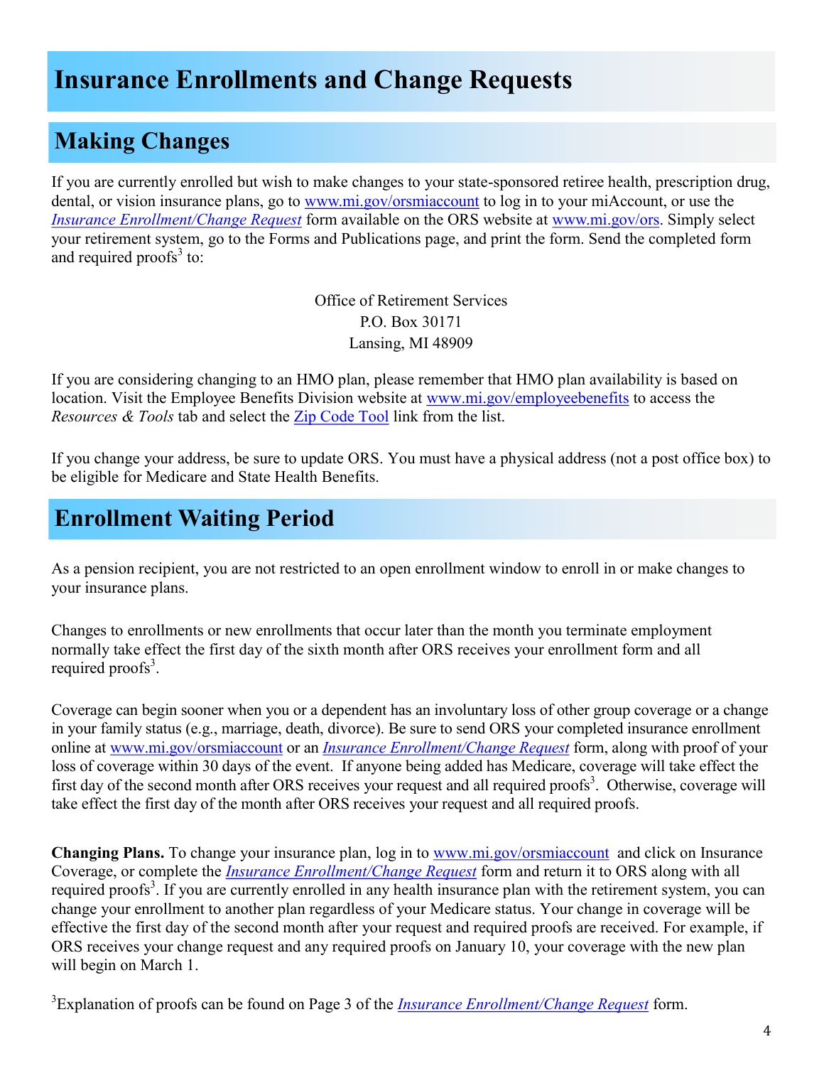# Insurance Enrollments and Change Requests

## Making Changes

If you are currently enrolled but wish to make changes to your state-sponsored retiree health, prescription drug, dental, or vision insurance plans, go to www.mi.gov/orsmiaccount to log in to your miAccount, or use the *Insurance Enrollment/Change Request* form available on the ORS website at www.mi.gov/ors. Simply select your retirement system, go to the Forms and Publications page, and print the form. Send the completed form and required proofs[3] to:

Office of Retirement Services
P.O. Box 30171
Lansing, MI 48909

If you are considering changing to an HMO plan, please remember that HMO plan availability is based on location. Visit the Employee Benefits Division website at www.mi.gov/employeebenefits to access the *Resources & Tools* tab and select the Zip Code Tool link from the list.

If you change your address, be sure to update ORS. You must have a physical address (not a post office box) to be eligible for Medicare and State Health Benefits.

## Enrollment Waiting Period

As a pension recipient, you are not restricted to an open enrollment window to enroll in or make changes to your insurance plans.

Changes to enrollments or new enrollments that occur later than the month you terminate employment normally take effect the first day of the sixth month after ORS receives your enrollment form and all required proofs[3].

Coverage can begin sooner when you or a dependent has an involuntary loss of other group coverage or a change in your family status (e.g., marriage, death, divorce). Be sure to send ORS your completed insurance enrollment online at www.mi.gov/orsmiaccount or an *Insurance Enrollment/Change Request* form, along with proof of your loss of coverage within 30 days of the event. If anyone being added has Medicare, coverage will take effect the first day of the second month after ORS receives your request and all required proofs[3]. Otherwise, coverage will take effect the first day of the month after ORS receives your request and all required proofs.

**Changing Plans.** To change your insurance plan, log in to www.mi.gov/orsmiaccount and click on Insurance Coverage, or complete the *Insurance Enrollment/Change Request* form and return it to ORS along with all required proofs[3]. If you are currently enrolled in any health insurance plan with the retirement system, you can change your enrollment to another plan regardless of your Medicare status. Your change in coverage will be effective the first day of the second month after your request and required proofs are received. For example, if ORS receives your change request and any required proofs on January 10, your coverage with the new plan will begin on March 1.

[3]Explanation of proofs can be found on Page 3 of the *Insurance Enrollment/Change Request* form.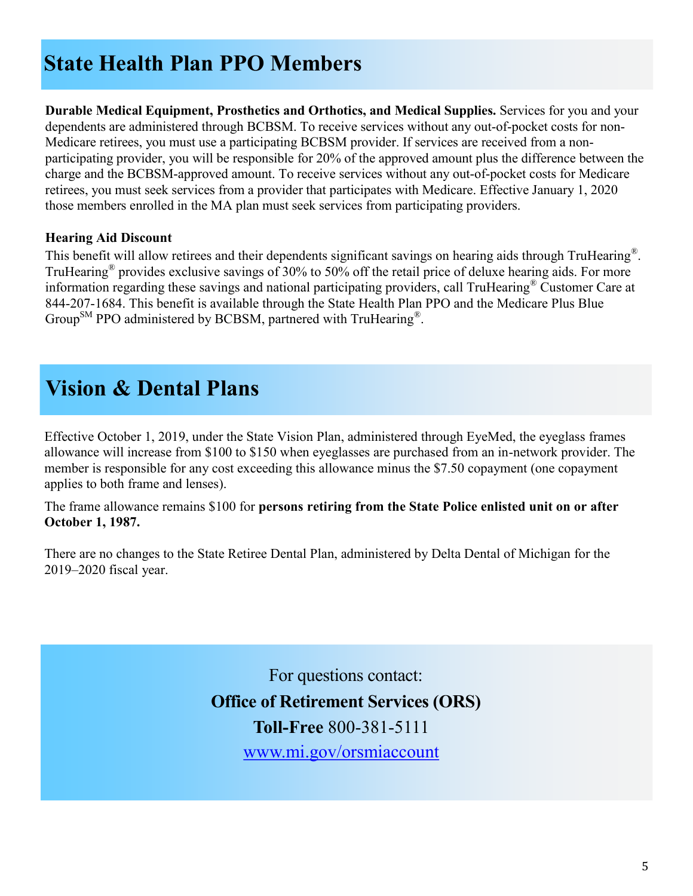# State Health Plan PPO Members

**Durable Medical Equipment, Prosthetics and Orthotics, and Medical Supplies.** Services for you and your dependents are administered through BCBSM. To receive services without any out-of-pocket costs for non-Medicare retirees, you must use a participating BCBSM provider. If services are received from a non-participating provider, you will be responsible for 20% of the approved amount plus the difference between the charge and the BCBSM-approved amount. To receive services without any out-of-pocket costs for Medicare retirees, you must seek services from a provider that participates with Medicare. Effective January 1, 2020 those members enrolled in the MA plan must seek services from participating providers.

**Hearing Aid Discount**

This benefit will allow retirees and their dependents significant savings on hearing aids through TruHearing®. TruHearing® provides exclusive savings of 30% to 50% off the retail price of deluxe hearing aids. For more information regarding these savings and national participating providers, call TruHearing® Customer Care at 844-207-1684. This benefit is available through the State Health Plan PPO and the Medicare Plus Blue Group℠ PPO administered by BCBSM, partnered with TruHearing®.

# Vision & Dental Plans

Effective October 1, 2019, under the State Vision Plan, administered through EyeMed, the eyeglass frames allowance will increase from $100 to $150 when eyeglasses are purchased from an in-network provider. The member is responsible for any cost exceeding this allowance minus the $7.50 copayment (one copayment applies to both frame and lenses).

The frame allowance remains $100 for **persons retiring from the State Police enlisted unit on or after October 1, 1987.**

There are no changes to the State Retiree Dental Plan, administered by Delta Dental of Michigan for the 2019–2020 fiscal year.

For questions contact:

**Office of Retirement Services (ORS)**

**Toll-Free** 800-381-5111

[www.mi.gov/orsmiaccount](http://www.mi.gov/orsmiaccount)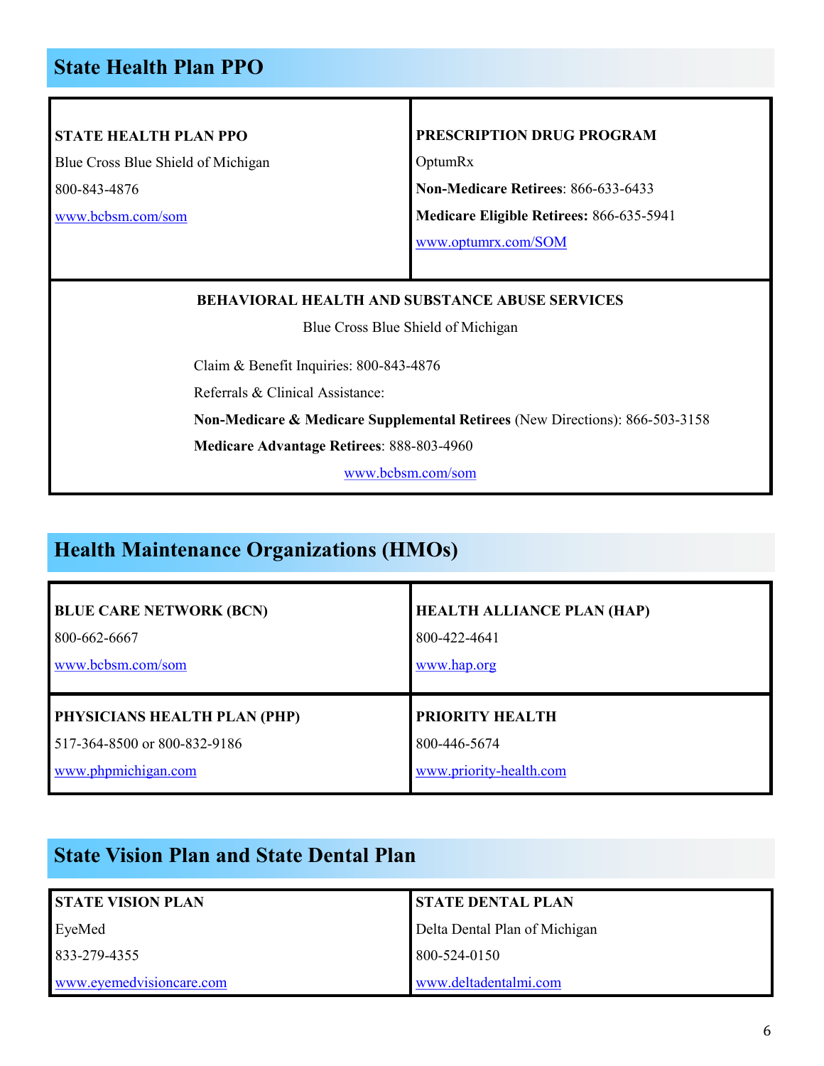## State Health Plan PPO

| **STATE HEALTH PLAN PPO**<br>Blue Cross Blue Shield of Michigan<br>800-843-4876<br>www.bcbsm.com/som | **PRESCRIPTION DRUG PROGRAM**<br>OptumRx<br>**Non-Medicare Retirees**: 866-633-6433<br>**Medicare Eligible Retirees:** 866-635-5941<br>www.optumrx.com/SOM |
|---|---|

**BEHAVIORAL HEALTH AND SUBSTANCE ABUSE SERVICES**

Blue Cross Blue Shield of Michigan

Claim & Benefit Inquiries: 800-843-4876

Referrals & Clinical Assistance:

**Non-Medicare & Medicare Supplemental Retirees** (New Directions): 866-503-3158

**Medicare Advantage Retirees**: 888-803-4960

www.bcbsm.com/som

## Health Maintenance Organizations (HMOs)

| **BLUE CARE NETWORK (BCN)**<br>800-662-6667<br>www.bcbsm.com/som | **HEALTH ALLIANCE PLAN (HAP)**<br>800-422-4641<br>www.hap.org |
|---|---|
| **PHYSICIANS HEALTH PLAN (PHP)**<br>517-364-8500 or 800-832-9186<br>www.phpmichigan.com | **PRIORITY HEALTH**<br>800-446-5674<br>www.priority-health.com |

## State Vision Plan and State Dental Plan

| **STATE VISION PLAN** | **STATE DENTAL PLAN** |
|---|---|
| EyeMed | Delta Dental Plan of Michigan |
| 833-279-4355 | 800-524-0150 |
| www.eyemedvisioncare.com | www.deltadentalmi.com |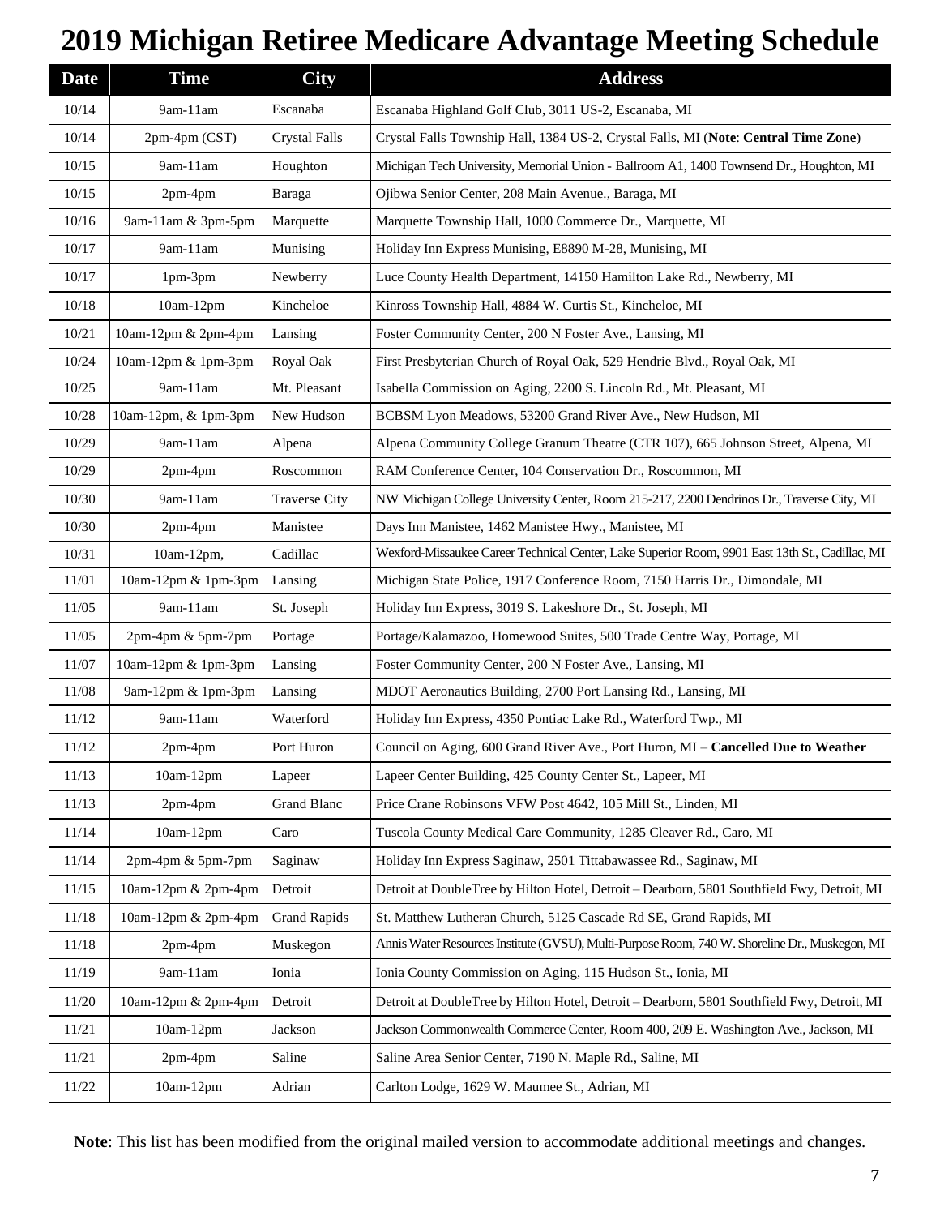# 2019 Michigan Retiree Medicare Advantage Meeting Schedule

| Date | Time | City | Address |
|---|---|---|---|
| 10/14 | 9am-11am | Escanaba | Escanaba Highland Golf Club, 3011 US-2, Escanaba, MI |
| 10/14 | 2pm-4pm (CST) | Crystal Falls | Crystal Falls Township Hall, 1384 US-2, Crystal Falls, MI (**Note**: **Central Time Zone**) |
| 10/15 | 9am-11am | Houghton | Michigan Tech University, Memorial Union - Ballroom A1, 1400 Townsend Dr., Houghton, MI |
| 10/15 | 2pm-4pm | Baraga | Ojibwa Senior Center, 208 Main Avenue., Baraga, MI |
| 10/16 | 9am-11am & 3pm-5pm | Marquette | Marquette Township Hall, 1000 Commerce Dr., Marquette, MI |
| 10/17 | 9am-11am | Munising | Holiday Inn Express Munising, E8890 M-28, Munising, MI |
| 10/17 | 1pm-3pm | Newberry | Luce County Health Department, 14150 Hamilton Lake Rd., Newberry, MI |
| 10/18 | 10am-12pm | Kincheloe | Kinross Township Hall, 4884 W. Curtis St., Kincheloe, MI |
| 10/21 | 10am-12pm & 2pm-4pm | Lansing | Foster Community Center, 200 N Foster Ave., Lansing, MI |
| 10/24 | 10am-12pm & 1pm-3pm | Royal Oak | First Presbyterian Church of Royal Oak, 529 Hendrie Blvd., Royal Oak, MI |
| 10/25 | 9am-11am | Mt. Pleasant | Isabella Commission on Aging, 2200 S. Lincoln Rd., Mt. Pleasant, MI |
| 10/28 | 10am-12pm, & 1pm-3pm | New Hudson | BCBSM Lyon Meadows, 53200 Grand River Ave., New Hudson, MI |
| 10/29 | 9am-11am | Alpena | Alpena Community College Granum Theatre (CTR 107), 665 Johnson Street, Alpena, MI |
| 10/29 | 2pm-4pm | Roscommon | RAM Conference Center, 104 Conservation Dr., Roscommon, MI |
| 10/30 | 9am-11am | Traverse City | NW Michigan College University Center, Room 215-217, 2200 Dendrinos Dr., Traverse City, MI |
| 10/30 | 2pm-4pm | Manistee | Days Inn Manistee, 1462 Manistee Hwy., Manistee, MI |
| 10/31 | 10am-12pm, | Cadillac | Wexford-Missaukee Career Technical Center, Lake Superior Room, 9901 East 13th St., Cadillac, MI |
| 11/01 | 10am-12pm & 1pm-3pm | Lansing | Michigan State Police, 1917 Conference Room, 7150 Harris Dr., Dimondale, MI |
| 11/05 | 9am-11am | St. Joseph | Holiday Inn Express, 3019 S. Lakeshore Dr., St. Joseph, MI |
| 11/05 | 2pm-4pm & 5pm-7pm | Portage | Portage/Kalamazoo, Homewood Suites, 500 Trade Centre Way, Portage, MI |
| 11/07 | 10am-12pm & 1pm-3pm | Lansing | Foster Community Center, 200 N Foster Ave., Lansing, MI |
| 11/08 | 9am-12pm & 1pm-3pm | Lansing | MDOT Aeronautics Building, 2700 Port Lansing Rd., Lansing, MI |
| 11/12 | 9am-11am | Waterford | Holiday Inn Express, 4350 Pontiac Lake Rd., Waterford Twp., MI |
| 11/12 | 2pm-4pm | Port Huron | Council on Aging, 600 Grand River Ave., Port Huron, MI – **Cancelled Due to Weather** |
| 11/13 | 10am-12pm | Lapeer | Lapeer Center Building, 425 County Center St., Lapeer, MI |
| 11/13 | 2pm-4pm | Grand Blanc | Price Crane Robinsons VFW Post 4642, 105 Mill St., Linden, MI |
| 11/14 | 10am-12pm | Caro | Tuscola County Medical Care Community, 1285 Cleaver Rd., Caro, MI |
| 11/14 | 2pm-4pm & 5pm-7pm | Saginaw | Holiday Inn Express Saginaw, 2501 Tittabawassee Rd., Saginaw, MI |
| 11/15 | 10am-12pm & 2pm-4pm | Detroit | Detroit at DoubleTree by Hilton Hotel, Detroit – Dearborn, 5801 Southfield Fwy, Detroit, MI |
| 11/18 | 10am-12pm & 2pm-4pm | Grand Rapids | St. Matthew Lutheran Church, 5125 Cascade Rd SE, Grand Rapids, MI |
| 11/18 | 2pm-4pm | Muskegon | Annis Water Resources Institute (GVSU), Multi-Purpose Room, 740 W. Shoreline Dr., Muskegon, MI |
| 11/19 | 9am-11am | Ionia | Ionia County Commission on Aging, 115 Hudson St., Ionia, MI |
| 11/20 | 10am-12pm & 2pm-4pm | Detroit | Detroit at DoubleTree by Hilton Hotel, Detroit – Dearborn, 5801 Southfield Fwy, Detroit, MI |
| 11/21 | 10am-12pm | Jackson | Jackson Commonwealth Commerce Center, Room 400, 209 E. Washington Ave., Jackson, MI |
| 11/21 | 2pm-4pm | Saline | Saline Area Senior Center, 7190 N. Maple Rd., Saline, MI |
| 11/22 | 10am-12pm | Adrian | Carlton Lodge, 1629 W. Maumee St., Adrian, MI |

**Note**: This list has been modified from the original mailed version to accommodate additional meetings and changes.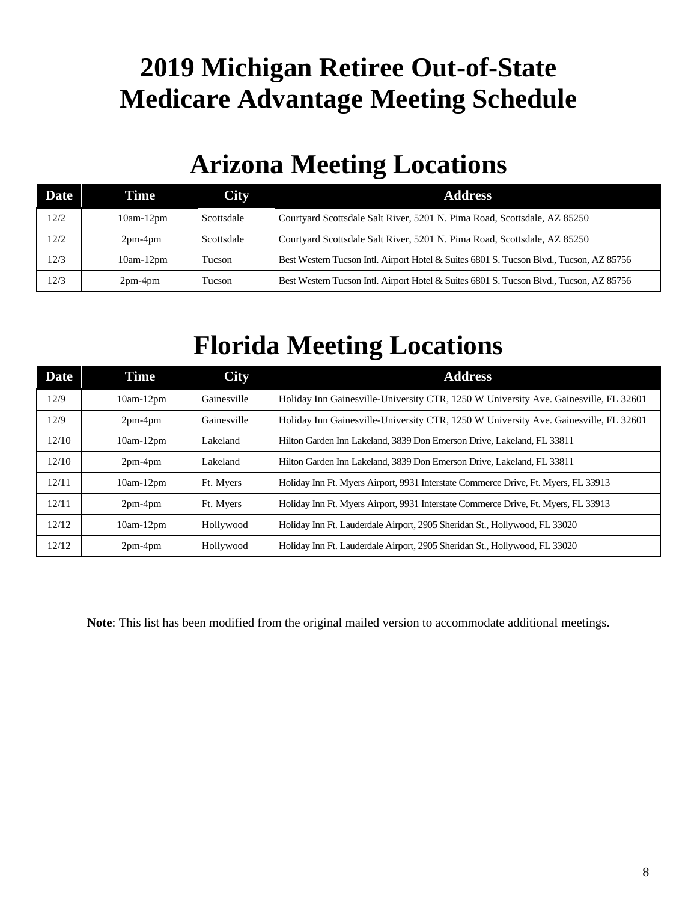# 2019 Michigan Retiree Out-of-State Medicare Advantage Meeting Schedule

## Arizona Meeting Locations

| Date | Time | City | Address |
|---|---|---|---|
| 12/2 | 10am-12pm | Scottsdale | Courtyard Scottsdale Salt River, 5201 N. Pima Road, Scottsdale, AZ 85250 |
| 12/2 | 2pm-4pm | Scottsdale | Courtyard Scottsdale Salt River, 5201 N. Pima Road, Scottsdale, AZ 85250 |
| 12/3 | 10am-12pm | Tucson | Best Western Tucson Intl. Airport Hotel & Suites 6801 S. Tucson Blvd., Tucson, AZ 85756 |
| 12/3 | 2pm-4pm | Tucson | Best Western Tucson Intl. Airport Hotel & Suites 6801 S. Tucson Blvd., Tucson, AZ 85756 |

## Florida Meeting Locations

| Date | Time | City | Address |
|---|---|---|---|
| 12/9 | 10am-12pm | Gainesville | Holiday Inn Gainesville-University CTR, 1250 W University Ave. Gainesville, FL 32601 |
| 12/9 | 2pm-4pm | Gainesville | Holiday Inn Gainesville-University CTR, 1250 W University Ave. Gainesville, FL 32601 |
| 12/10 | 10am-12pm | Lakeland | Hilton Garden Inn Lakeland, 3839 Don Emerson Drive, Lakeland, FL 33811 |
| 12/10 | 2pm-4pm | Lakeland | Hilton Garden Inn Lakeland, 3839 Don Emerson Drive, Lakeland, FL 33811 |
| 12/11 | 10am-12pm | Ft. Myers | Holiday Inn Ft. Myers Airport, 9931 Interstate Commerce Drive, Ft. Myers, FL 33913 |
| 12/11 | 2pm-4pm | Ft. Myers | Holiday Inn Ft. Myers Airport, 9931 Interstate Commerce Drive, Ft. Myers, FL 33913 |
| 12/12 | 10am-12pm | Hollywood | Holiday Inn Ft. Lauderdale Airport, 2905 Sheridan St., Hollywood, FL 33020 |
| 12/12 | 2pm-4pm | Hollywood | Holiday Inn Ft. Lauderdale Airport, 2905 Sheridan St., Hollywood, FL 33020 |

**Note**: This list has been modified from the original mailed version to accommodate additional meetings.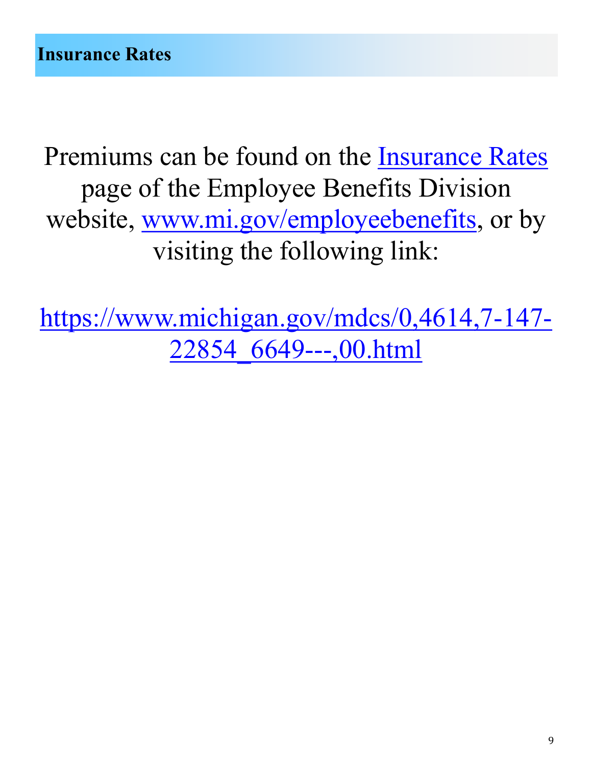## Insurance Rates

Premiums can be found on the Insurance Rates page of the Employee Benefits Division website, www.mi.gov/employeebenefits, or by visiting the following link:

https://www.michigan.gov/mdcs/0,4614,7-147-22854_6649---,00.html